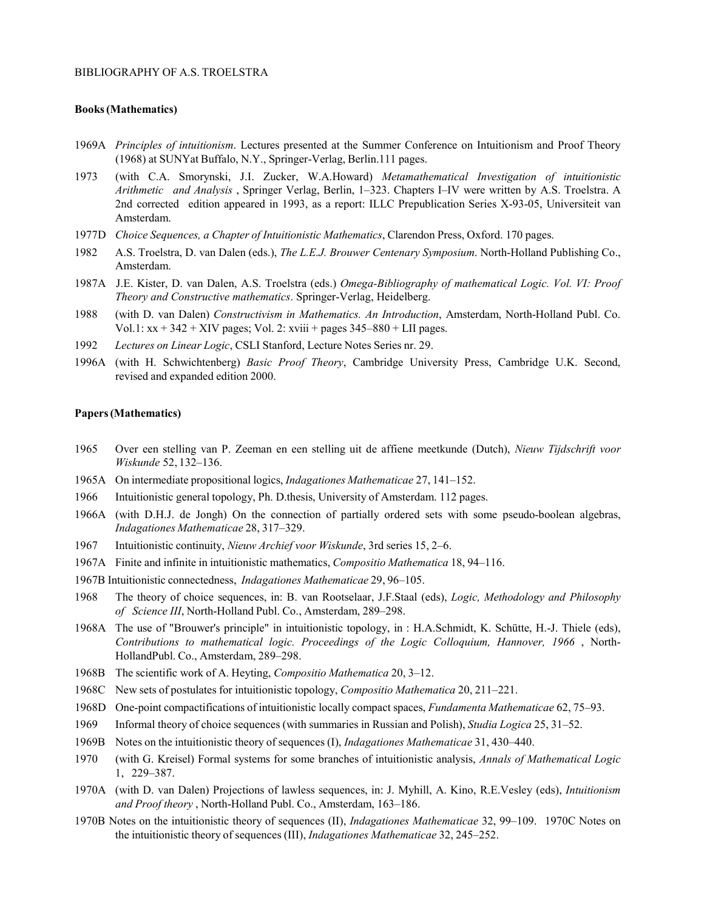BIBLIOGRAPHY OF A.S. TROELSTRA

**Books (Mathematics)**

1969A *Principles of intuitionism*. Lectures presented at the Summer Conference on Intuitionism and Proof Theory (1968) at SUNYat Buffalo, N.Y., Springer-Verlag, Berlin.111 pages.

1973 (with C.A. Smorynski, J.I. Zucker, W.A.Howard) *Metamathematical Investigation of intuitionistic Arithmetic and Analysis* , Springer Verlag, Berlin, 1–323. Chapters I–IV were written by A.S. Troelstra. A 2nd corrected edition appeared in 1993, as a report: ILLC Prepublication Series X-93-05, Universiteit van Amsterdam.

1977D *Choice Sequences, a Chapter of Intuitionistic Mathematics*, Clarendon Press, Oxford. 170 pages.

1982 A.S. Troelstra, D. van Dalen (eds.), *The L.E.J. Brouwer Centenary Symposium*. North-Holland Publishing Co., Amsterdam.

1987A J.E. Kister, D. van Dalen, A.S. Troelstra (eds.) *Omega-Bibliography of mathematical Logic. Vol. VI: Proof Theory and Constructive mathematics*. Springer-Verlag, Heidelberg.

1988 (with D. van Dalen) *Constructivism in Mathematics. An Introduction*, Amsterdam, North-Holland Publ. Co. Vol.1: xx + 342 + XIV pages; Vol. 2: xviii + pages 345–880 + LII pages.

1992 *Lectures on Linear Logic*, CSLI Stanford, Lecture Notes Series nr. 29.

1996A (with H. Schwichtenberg) *Basic Proof Theory*, Cambridge University Press, Cambridge U.K. Second, revised and expanded edition 2000.

**Papers (Mathematics)**

1965 Over een stelling van P. Zeeman en een stelling uit de affiene meetkunde (Dutch), *Nieuw Tijdschrift voor Wiskunde* 52, 132–136.

1965A On intermediate propositional logics, *Indagationes Mathematicae* 27, 141–152.

1966 Intuitionistic general topology, Ph. D.thesis, University of Amsterdam. 112 pages.

1966A (with D.H.J. de Jongh) On the connection of partially ordered sets with some pseudo-boolean algebras, *Indagationes Mathematicae* 28, 317–329.

1967 Intuitionistic continuity, *Nieuw Archief voor Wiskunde*, 3rd series 15, 2–6.

1967A Finite and infinite in intuitionistic mathematics, *Compositio Mathematica* 18, 94–116.

1967B Intuitionistic connectedness, *Indagationes Mathematicae* 29, 96–105.

1968 The theory of choice sequences, in: B. van Rootselaar, J.F.Staal (eds), *Logic, Methodology and Philosophy of Science III*, North-Holland Publ. Co., Amsterdam, 289–298.

1968A The use of "Brouwer's principle" in intuitionistic topology, in : H.A.Schmidt, K. Schütte, H.-J. Thiele (eds), *Contributions to mathematical logic. Proceedings of the Logic Colloquium, Hannover, 1966* , North-HollandPubl. Co., Amsterdam, 289–298.

1968B The scientific work of A. Heyting, *Compositio Mathematica* 20, 3–12.

1968C New sets of postulates for intuitionistic topology, *Compositio Mathematica* 20, 211–221.

1968D One-point compactifications of intuitionistic locally compact spaces, *Fundamenta Mathematicae* 62, 75–93.

1969 Informal theory of choice sequences (with summaries in Russian and Polish), *Studia Logica* 25, 31–52.

1969B Notes on the intuitionistic theory of sequences (I), *Indagationes Mathematicae* 31, 430–440.

1970 (with G. Kreisel) Formal systems for some branches of intuitionistic analysis, *Annals of Mathematical Logic* 1, 229–387.

1970A (with D. van Dalen) Projections of lawless sequences, in: J. Myhill, A. Kino, R.E.Vesley (eds), *Intuitionism and Proof theory* , North-Holland Publ. Co., Amsterdam, 163–186.

1970B Notes on the intuitionistic theory of sequences (II), *Indagationes Mathematicae* 32, 99–109.

1970C Notes on the intuitionistic theory of sequences (III), *Indagationes Mathematicae* 32, 245–252.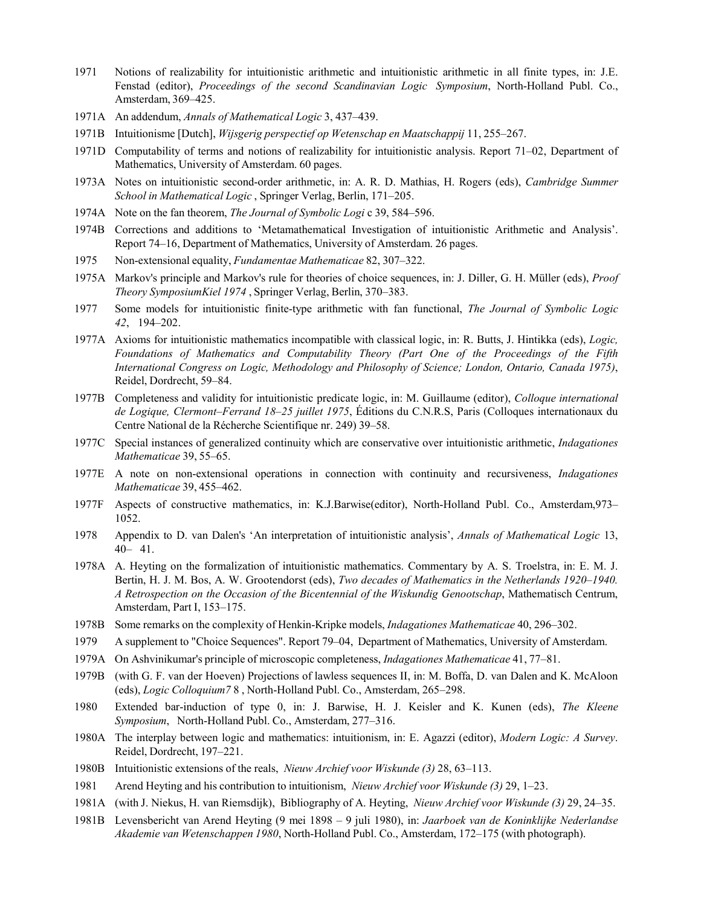1971 Notions of realizability for intuitionistic arithmetic and intuitionistic arithmetic in all finite types, in: J.E. Fenstad (editor), *Proceedings of the second Scandinavian Logic Symposium*, North-Holland Publ. Co., Amsterdam, 369–425.

1971A An addendum, *Annals of Mathematical Logic* 3, 437–439.

1971B Intuitionisme [Dutch], *Wijsgerig perspectief op Wetenschap en Maatschappij* 11, 255–267.

1971D Computability of terms and notions of realizability for intuitionistic analysis. Report 71–02, Department of Mathematics, University of Amsterdam. 60 pages.

1973A Notes on intuitionistic second-order arithmetic, in: A. R. D. Mathias, H. Rogers (eds), *Cambridge Summer School in Mathematical Logic* , Springer Verlag, Berlin, 171–205.

1974A Note on the fan theorem, *The Journal of Symbolic Logi* c 39, 584–596.

1974B Corrections and additions to 'Metamathematical Investigation of intuitionistic Arithmetic and Analysis'. Report 74–16, Department of Mathematics, University of Amsterdam. 26 pages.

1975 Non-extensional equality, *Fundamentae Mathematicae* 82, 307–322.

1975A Markov's principle and Markov's rule for theories of choice sequences, in: J. Diller, G. H. Müller (eds), *Proof Theory SymposiumKiel 1974* , Springer Verlag, Berlin, 370–383.

1977 Some models for intuitionistic finite-type arithmetic with fan functional, *The Journal of Symbolic Logic 42*, 194–202.

1977A Axioms for intuitionistic mathematics incompatible with classical logic, in: R. Butts, J. Hintikka (eds), *Logic, Foundations of Mathematics and Computability Theory (Part One of the Proceedings of the Fifth International Congress on Logic, Methodology and Philosophy of Science; London, Ontario, Canada 1975)*, Reidel, Dordrecht, 59–84.

1977B Completeness and validity for intuitionistic predicate logic, in: M. Guillaume (editor), *Colloque international de Logique, Clermont–Ferrand 18–25 juillet 1975*, Éditions du C.N.R.S, Paris (Colloques internationaux du Centre National de la Récherche Scientifique nr. 249) 39–58.

1977C Special instances of generalized continuity which are conservative over intuitionistic arithmetic, *Indagationes Mathematicae* 39, 55–65.

1977E A note on non-extensional operations in connection with continuity and recursiveness, *Indagationes Mathematicae* 39, 455–462.

1977F Aspects of constructive mathematics, in: K.J.Barwise(editor), North-Holland Publ. Co., Amsterdam,973–1052.

1978 Appendix to D. van Dalen's 'An interpretation of intuitionistic analysis', *Annals of Mathematical Logic* 13, 40– 41.

1978A A. Heyting on the formalization of intuitionistic mathematics. Commentary by A. S. Troelstra, in: E. M. J. Bertin, H. J. M. Bos, A. W. Grootendorst (eds), *Two decades of Mathematics in the Netherlands 1920–1940. A Retrospection on the Occasion of the Bicentennial of the Wiskundig Genootschap*, Mathematisch Centrum, Amsterdam, Part I, 153–175.

1978B Some remarks on the complexity of Henkin-Kripke models, *Indagationes Mathematicae* 40, 296–302.

1979 A supplement to "Choice Sequences". Report 79–04, Department of Mathematics, University of Amsterdam.

1979A On Ashvinikumar's principle of microscopic completeness, *Indagationes Mathematicae* 41, 77–81.

1979B (with G. F. van der Hoeven) Projections of lawless sequences II, in: M. Boffa, D. van Dalen and K. McAloon (eds), *Logic Colloquium7* 8 , North-Holland Publ. Co., Amsterdam, 265–298.

1980 Extended bar-induction of type 0, in: J. Barwise, H. J. Keisler and K. Kunen (eds), *The Kleene Symposium*, North-Holland Publ. Co., Amsterdam, 277–316.

1980A The interplay between logic and mathematics: intuitionism, in: E. Agazzi (editor), *Modern Logic: A Survey*. Reidel, Dordrecht, 197–221.

1980B Intuitionistic extensions of the reals, *Nieuw Archief voor Wiskunde (3)* 28, 63–113.

1981 Arend Heyting and his contribution to intuitionism, *Nieuw Archief voor Wiskunde (3)* 29, 1–23.

1981A (with J. Niekus, H. van Riemsdijk), Bibliography of A. Heyting, *Nieuw Archief voor Wiskunde (3)* 29, 24–35.

1981B Levensbericht van Arend Heyting (9 mei 1898 – 9 juli 1980), in: *Jaarboek van de Koninklijke Nederlandse Akademie van Wetenschappen 1980*, North-Holland Publ. Co., Amsterdam, 172–175 (with photograph).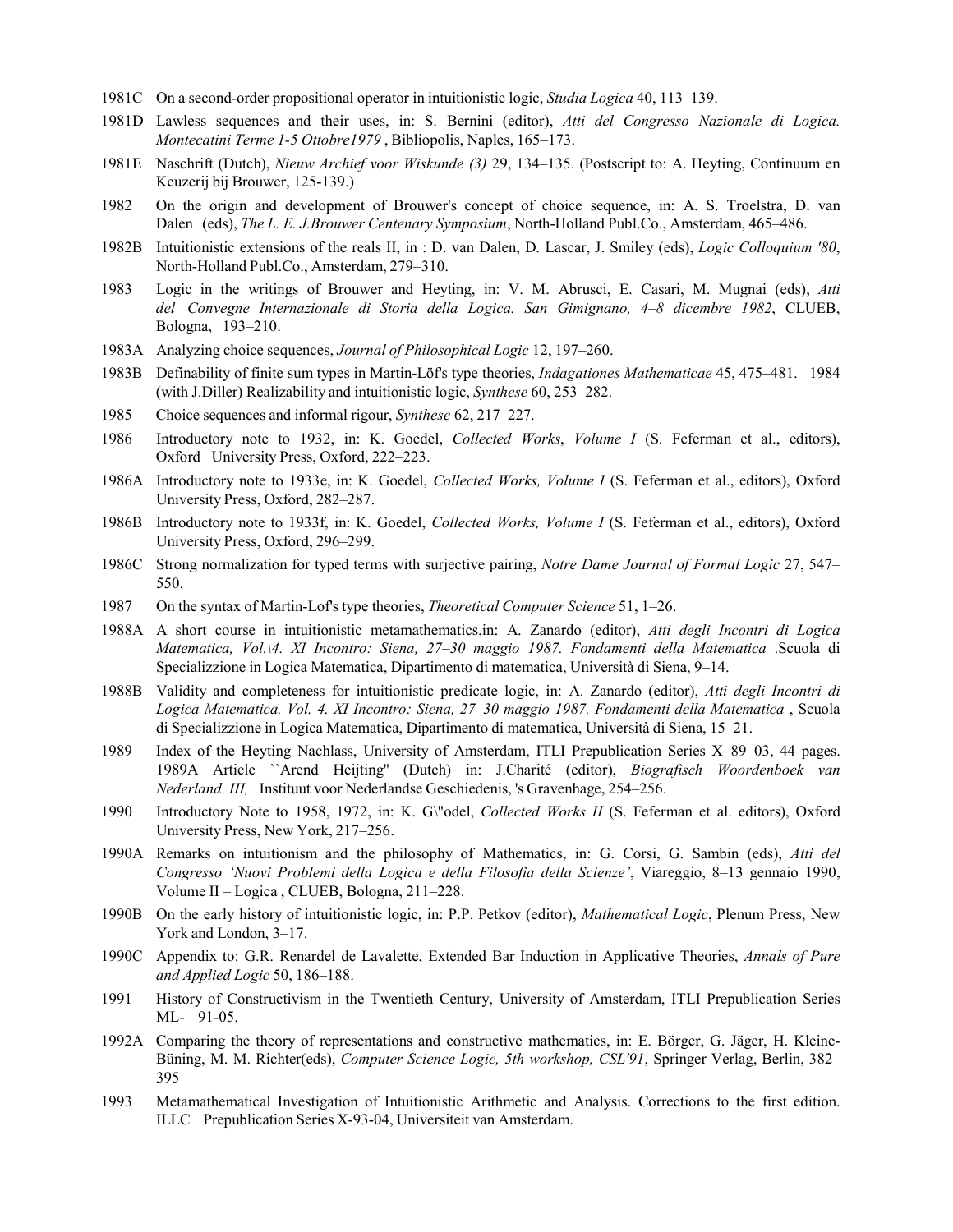1981C On a second-order propositional operator in intuitionistic logic, *Studia Logica* 40, 113–139.

1981D Lawless sequences and their uses, in: S. Bernini (editor), *Atti del Congresso Nazionale di Logica. Montecatini Terme 1-5 Ottobre1979* , Bibliopolis, Naples, 165–173.

1981E Naschrift (Dutch), *Nieuw Archief voor Wiskunde (3)* 29, 134–135. (Postscript to: A. Heyting, Continuum en Keuzerij bij Brouwer, 125-139.)

1982 On the origin and development of Brouwer's concept of choice sequence, in: A. S. Troelstra, D. van Dalen (eds), *The L. E. J.Brouwer Centenary Symposium*, North-Holland Publ.Co., Amsterdam, 465–486.

1982B Intuitionistic extensions of the reals II, in : D. van Dalen, D. Lascar, J. Smiley (eds), *Logic Colloquium '80*, North-Holland Publ.Co., Amsterdam, 279–310.

1983 Logic in the writings of Brouwer and Heyting, in: V. M. Abrusci, E. Casari, M. Mugnai (eds), *Atti del Convegne Internazionale di Storia della Logica. San Gimignano, 4–8 dicembre 1982*, CLUEB, Bologna, 193–210.

1983A Analyzing choice sequences, *Journal of Philosophical Logic* 12, 197–260.

1983B Definability of finite sum types in Martin-Löf's type theories, *Indagationes Mathematicae* 45, 475–481. 1984 (with J.Diller) Realizability and intuitionistic logic, *Synthese* 60, 253–282.

1985 Choice sequences and informal rigour, *Synthese* 62, 217–227.

1986 Introductory note to 1932, in: K. Goedel, *Collected Works*, *Volume I* (S. Feferman et al., editors), Oxford University Press, Oxford, 222–223.

1986A Introductory note to 1933e, in: K. Goedel, *Collected Works, Volume I* (S. Feferman et al., editors), Oxford University Press, Oxford, 282–287.

1986B Introductory note to 1933f, in: K. Goedel, *Collected Works, Volume I* (S. Feferman et al., editors), Oxford University Press, Oxford, 296–299.

1986C Strong normalization for typed terms with surjective pairing, *Notre Dame Journal of Formal Logic* 27, 547–550.

1987 On the syntax of Martin-Lof's type theories, *Theoretical Computer Science* 51, 1–26.

1988A A short course in intuitionistic metamathematics,in: A. Zanardo (editor), *Atti degli Incontri di Logica Matematica, Vol.\4. XI Incontro: Siena, 27–30 maggio 1987. Fondamenti della Matematica* .Scuola di Specializzione in Logica Matematica, Dipartimento di matematica, Università di Siena, 9–14.

1988B Validity and completeness for intuitionistic predicate logic, in: A. Zanardo (editor), *Atti degli Incontri di Logica Matematica. Vol. 4. XI Incontro: Siena, 27–30 maggio 1987. Fondamenti della Matematica* , Scuola di Specializzione in Logica Matematica, Dipartimento di matematica, Università di Siena, 15–21.

1989 Index of the Heyting Nachlass, University of Amsterdam, ITLI Prepublication Series X–89–03, 44 pages. 1989A Article ``Arend Heijting'' (Dutch) in: J.Charité (editor), *Biografisch Woordenboek van Nederland III,* Instituut voor Nederlandse Geschiedenis, 's Gravenhage, 254–256.

1990 Introductory Note to 1958, 1972, in: K. G\"odel, *Collected Works II* (S. Feferman et al. editors), Oxford University Press, New York, 217–256.

1990A Remarks on intuitionism and the philosophy of Mathematics, in: G. Corsi, G. Sambin (eds), *Atti del Congresso 'Nuovi Problemi della Logica e della Filosofia della Scienze'*, Viareggio, 8–13 gennaio 1990, Volume II – Logica , CLUEB, Bologna, 211–228.

1990B On the early history of intuitionistic logic, in: P.P. Petkov (editor), *Mathematical Logic*, Plenum Press, New York and London, 3–17.

1990C Appendix to: G.R. Renardel de Lavalette, Extended Bar Induction in Applicative Theories, *Annals of Pure and Applied Logic* 50, 186–188.

1991 History of Constructivism in the Twentieth Century, University of Amsterdam, ITLI Prepublication Series ML- 91-05.

1992A Comparing the theory of representations and constructive mathematics, in: E. Börger, G. Jäger, H. Kleine-Büning, M. M. Richter(eds), *Computer Science Logic, 5th workshop, CSL'91*, Springer Verlag, Berlin, 382–395

1993 Metamathematical Investigation of Intuitionistic Arithmetic and Analysis. Corrections to the first edition. ILLC Prepublication Series X-93-04, Universiteit van Amsterdam.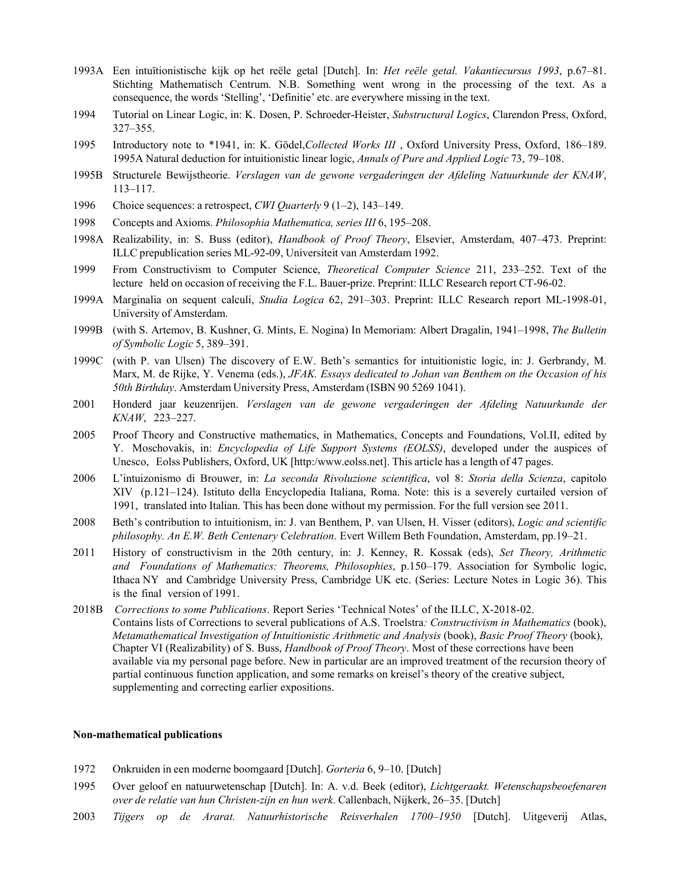1993A Een intuïtionistische kijk op het reële getal [Dutch]. In: *Het reële getal. Vakantiecursus 1993*, p.67–81. Stichting Mathematisch Centrum. N.B. Something went wrong in the processing of the text. As a consequence, the words 'Stelling', 'Definitie' etc. are everywhere missing in the text.

1994 Tutorial on Linear Logic, in: K. Dosen, P. Schroeder-Heister, *Substructural Logics*, Clarendon Press, Oxford, 327–355.

1995 Introductory note to *1941, in: K. Gödel,*Collected Works III* , Oxford University Press, Oxford, 186–189. 1995A Natural deduction for intuitionistic linear logic, *Annals of Pure and Applied Logic* 73, 79–108.

1995B Structurele Bewijstheorie. *Verslagen van de gewone vergaderingen der Afdeling Natuurkunde der KNAW*, 113–117.

1996 Choice sequences: a retrospect, *CWI Quarterly* 9 (1–2), 143–149.

1998 Concepts and Axioms. *Philosophia Mathematica, series III* 6, 195–208.

1998A Realizability, in: S. Buss (editor), *Handbook of Proof Theory*, Elsevier, Amsterdam, 407–473. Preprint: ILLC prepublication series ML-92-09, Universiteit van Amsterdam 1992.

1999 From Constructivism to Computer Science, *Theoretical Computer Science* 211, 233–252. Text of the lecture held on occasion of receiving the F.L. Bauer-prize. Preprint: ILLC Research report CT-96-02.

1999A Marginalia on sequent calculi, *Studia Logica* 62, 291–303. Preprint: ILLC Research report ML-1998-01, University of Amsterdam.

1999B (with S. Artemov, B. Kushner, G. Mints, E. Nogina) In Memoriam: Albert Dragalin, 1941–1998, *The Bulletin of Symbolic Logic* 5, 389–391.

1999C (with P. van Ulsen) The discovery of E.W. Beth's semantics for intuitionistic logic, in: J. Gerbrandy, M. Marx, M. de Rijke, Y. Venema (eds.), *JFAK. Essays dedicated to Johan van Benthem on the Occasion of his 50th Birthday*. Amsterdam University Press, Amsterdam (ISBN 90 5269 1041).

2001 Honderd jaar keuzenrijen. *Verslagen van de gewone vergaderingen der Afdeling Natuurkunde der KNAW*, 223–227.

2005 Proof Theory and Constructive mathematics, in Mathematics, Concepts and Foundations, Vol.II, edited by Y. Moschovakis, in: *Encyclopedia of Life Support Systems (EOLSS)*, developed under the auspices of Unesco, Eolss Publishers, Oxford, UK [http:/www.eolss.net]. This article has a length of 47 pages.

2006 L'intuizonismo di Brouwer, in: *La seconda Rivoluzione scientifica*, vol 8: *Storia della Scienza*, capitolo XIV (p.121–124). Istituto della Encyclopedia Italiana, Roma. Note: this is a severely curtailed version of 1991, translated into Italian. This has been done without my permission. For the full version see 2011.

2008 Beth's contribution to intuitionism, in: J. van Benthem, P. van Ulsen, H. Visser (editors), *Logic and scientific philosophy. An E.W. Beth Centenary Celebration*. Evert Willem Beth Foundation, Amsterdam, pp.19–21.

2011 History of constructivism in the 20th century, in: J. Kenney, R. Kossak (eds), *Set Theory, Arithmetic and Foundations of Mathematics: Theorems, Philosophies*, p.150–179. Association for Symbolic logic, Ithaca NY and Cambridge University Press, Cambridge UK etc. (Series: Lecture Notes in Logic 36). This is the final version of 1991.

2018B *Corrections to some Publications*. Report Series 'Technical Notes' of the ILLC, X-2018-02. Contains lists of Corrections to several publications of A.S. Troelstra*: Constructivism in Mathematics* (book), *Metamathematical Investigation of Intuitionistic Arithmetic and Analysis* (book), *Basic Proof Theory* (book), Chapter VI (Realizability) of S. Buss, *Handbook of Proof Theory*. Most of these corrections have been available via my personal page before. New in particular are an improved treatment of the recursion theory of partial continuous function application, and some remarks on kreisel's theory of the creative subject, supplementing and correcting earlier expositions.

**Non-mathematical publications**

1972 Onkruiden in een moderne boomgaard [Dutch]. *Gorteria* 6, 9–10. [Dutch]

1995 Over geloof en natuurwetenschap [Dutch]. In: A. v.d. Beek (editor), *Lichtgeraakt. Wetenschapsbeoefenaren over de relatie van hun Christen-zijn en hun werk*. Callenbach, Nijkerk, 26–35. [Dutch]

2003 *Tijgers op de Ararat. Natuurhistorische Reisverhalen 1700–1950* [Dutch]. Uitgeverij Atlas,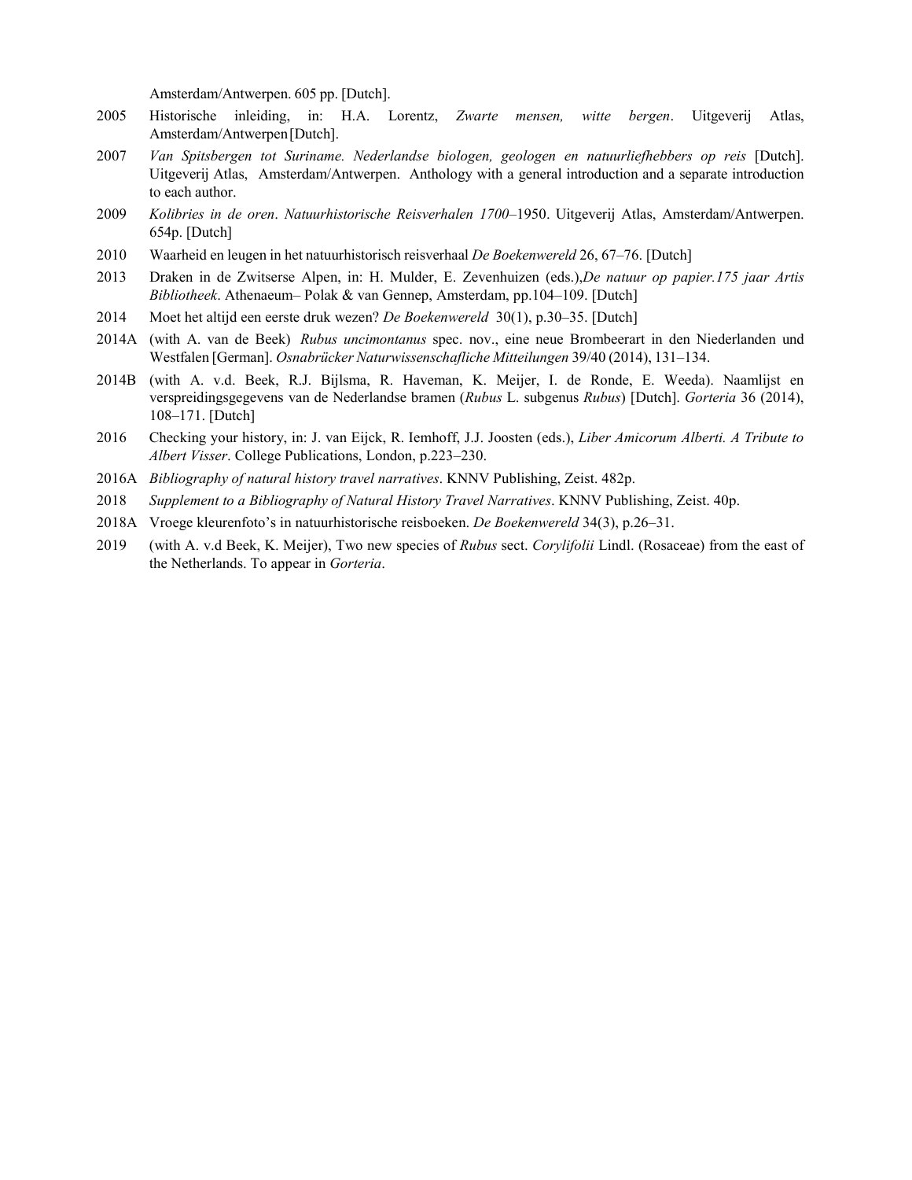Amsterdam/Antwerpen. 605 pp. [Dutch].

2005 Historische inleiding, in: H.A. Lorentz, *Zwarte mensen, witte bergen*. Uitgeverij Atlas, Amsterdam/Antwerpen [Dutch].

2007 *Van Spitsbergen tot Suriname. Nederlandse biologen, geologen en natuurliefhebbers op reis* [Dutch]. Uitgeverij Atlas, Amsterdam/Antwerpen. Anthology with a general introduction and a separate introduction to each author.

2009 *Kolibries in de oren*. *Natuurhistorische Reisverhalen 1700*–1950. Uitgeverij Atlas, Amsterdam/Antwerpen. 654p. [Dutch]

2010 Waarheid en leugen in het natuurhistorisch reisverhaal *De Boekenwereld* 26, 67–76. [Dutch]

2013 Draken in de Zwitserse Alpen, in: H. Mulder, E. Zevenhuizen (eds.),*De natuur op papier.175 jaar Artis Bibliotheek*. Athenaeum– Polak & van Gennep, Amsterdam, pp.104–109. [Dutch]

2014 Moet het altijd een eerste druk wezen? *De Boekenwereld* 30(1), p.30–35. [Dutch]

2014A (with A. van de Beek) *Rubus uncimontanus* spec. nov., eine neue Brombeerart in den Niederlanden und Westfalen [German]. *Osnabrücker Naturwissenschafliche Mitteilungen* 39/40 (2014), 131–134.

2014B (with A. v.d. Beek, R.J. Bijlsma, R. Haveman, K. Meijer, I. de Ronde, E. Weeda). Naamlijst en verspreidingsgegevens van de Nederlandse bramen (*Rubus* L. subgenus *Rubus*) [Dutch]. *Gorteria* 36 (2014), 108–171. [Dutch]

2016 Checking your history, in: J. van Eijck, R. Iemhoff, J.J. Joosten (eds.), *Liber Amicorum Alberti. A Tribute to Albert Visser*. College Publications, London, p.223–230.

2016A *Bibliography of natural history travel narratives*. KNNV Publishing, Zeist. 482p.

2018 *Supplement to a Bibliography of Natural History Travel Narratives*. KNNV Publishing, Zeist. 40p.

2018A Vroege kleurenfoto's in natuurhistorische reisboeken. *De Boekenwereld* 34(3), p.26–31.

2019 (with A. v.d Beek, K. Meijer), Two new species of *Rubus* sect. *Corylifolii* Lindl. (Rosaceae) from the east of the Netherlands. To appear in *Gorteria*.